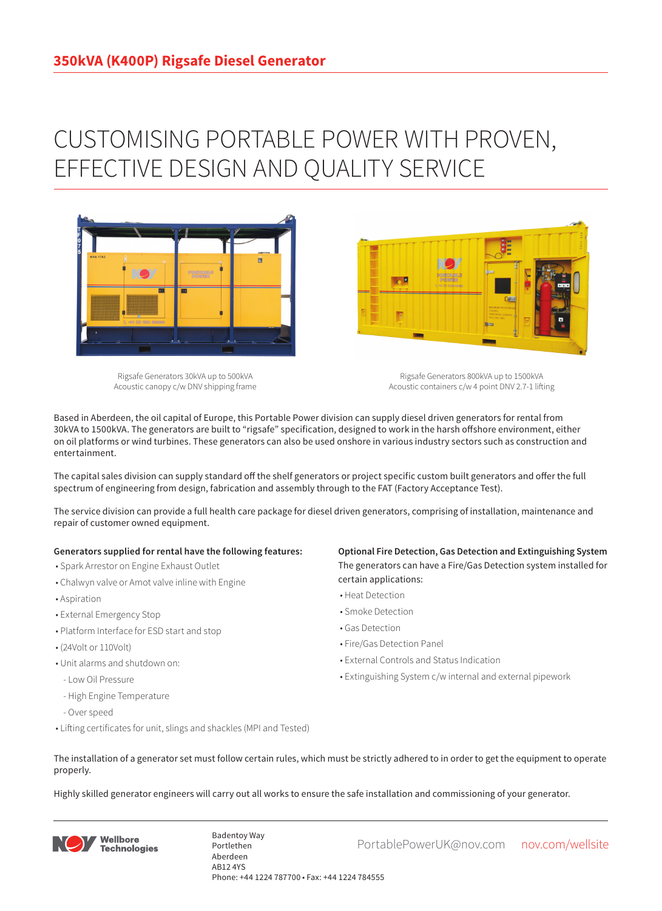# 350kVA (K400P) Rigsafe Diesel Generator

## CUSTOMISING PORTABLE POWER WITH PROVEN, EFFECTIVE DESIGN AND QUALITY SERVICE

Rigsafe Generators 30kVA up to 500kVA
Acoustic canopy c/w DNV shipping frame

Rigsafe Generators 800kVA up to 1500kVA
Acoustic containers c/w 4 point DNV 2.7-1 lifting

Based in Aberdeen, the oil capital of Europe, this Portable Power division can supply diesel driven generators for rental from 30kVA to 1500kVA. The generators are built to "rigsafe" specification, designed to work in the harsh offshore environment, either on oil platforms or wind turbines. These generators can also be used onshore in various industry sectors such as construction and entertainment.

The capital sales division can supply standard off the shelf generators or project specific custom built generators and offer the full spectrum of engineering from design, fabrication and assembly through to the FAT (Factory Acceptance Test).

The service division can provide a full health care package for diesel driven generators, comprising of installation, maintenance and repair of customer owned equipment.

**Generators supplied for rental have the following features:**

- Spark Arrestor on Engine Exhaust Outlet
- Chalwyn valve or Amot valve inline with Engine
- Aspiration
- External Emergency Stop
- Platform Interface for ESD start and stop
- (24Volt or 110Volt)
- Unit alarms and shutdown on:
  - Low Oil Pressure
  - High Engine Temperature
  - Over speed
- Lifting certificates for unit, slings and shackles (MPI and Tested)

**Optional Fire Detection, Gas Detection and Extinguishing System**

The generators can have a Fire/Gas Detection system installed for certain applications:

- Heat Detection
- Smoke Detection
- Gas Detection
- Fire/Gas Detection Panel
- External Controls and Status Indication
- Extinguishing System c/w internal and external pipework

The installation of a generator set must follow certain rules, which must be strictly adhered to in order to get the equipment to operate properly.

Highly skilled generator engineers will carry out all works to ensure the safe installation and commissioning of your generator.

NOV Wellbore Technologies

Badentoy Way
Portlethen
Aberdeen
AB12 4YS
Phone: +44 1224 787700 • Fax: +44 1224 784555

PortablePowerUK@nov.com    nov.com/wellsite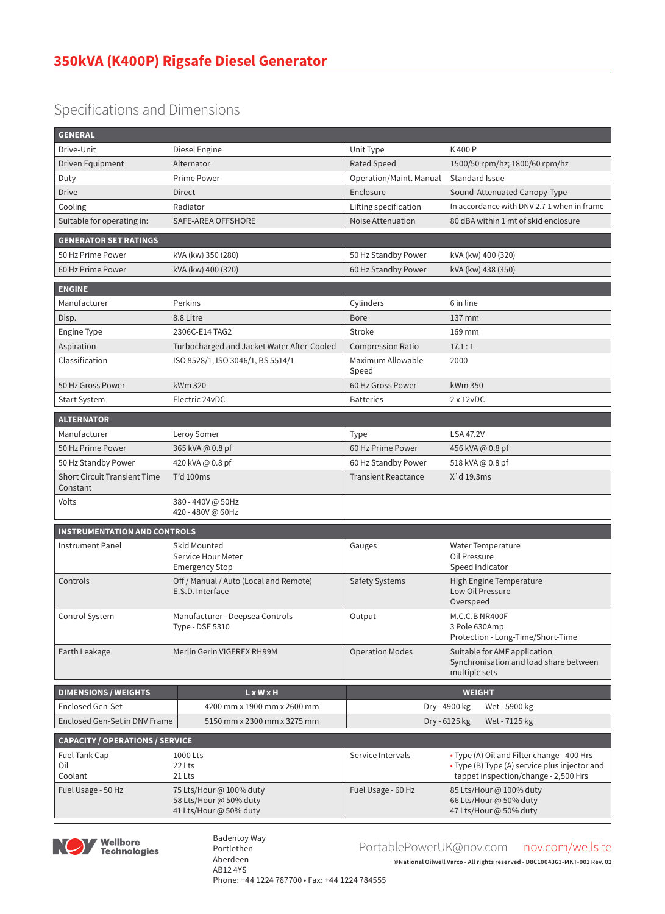# 350kVA (K400P) Rigsafe Diesel Generator

## Specifications and Dimensions

| GENERAL | | | |
|---|---|---|---|
| Drive-Unit | Diesel Engine | Unit Type | K 400 P |
| Driven Equipment | Alternator | Rated Speed | 1500/50 rpm/hz; 1800/60 rpm/hz |
| Duty | Prime Power | Operation/Maint. Manual | Standard Issue |
| Drive | Direct | Enclosure | Sound-Attenuated Canopy-Type |
| Cooling | Radiator | Lifting specification | In accordance with DNV 2.7-1 when in frame |
| Suitable for operating in: | SAFE-AREA OFFSHORE | Noise Attenuation | 80 dBA within 1 mt of skid enclosure |

| GENERATOR SET RATINGS | | | |
|---|---|---|---|
| 50 Hz Prime Power | kVA (kw) 350 (280) | 50 Hz Standby Power | kVA (kw) 400 (320) |
| 60 Hz Prime Power | kVA (kw) 400 (320) | 60 Hz Standby Power | kVA (kw) 438 (350) |

| ENGINE | | | |
|---|---|---|---|
| Manufacturer | Perkins | Cylinders | 6 in line |
| Disp. | 8.8 Litre | Bore | 137 mm |
| Engine Type | 2306C-E14 TAG2 | Stroke | 169 mm |
| Aspiration | Turbocharged and Jacket Water After-Cooled | Compression Ratio | 17.1 : 1 |
| Classification | ISO 8528/1, ISO 3046/1, BS 5514/1 | Maximum Allowable Speed | 2000 |
| 50 Hz Gross Power | kWm 320 | 60 Hz Gross Power | kWm 350 |
| Start System | Electric 24vDC | Batteries | 2 x 12vDC |

| ALTERNATOR | | | |
|---|---|---|---|
| Manufacturer | Leroy Somer | Type | LSA 47.2V |
| 50 Hz Prime Power | 365 kVA @ 0.8 pf | 60 Hz Prime Power | 456 kVA @ 0.8 pf |
| 50 Hz Standby Power | 420 kVA @ 0.8 pf | 60 Hz Standby Power | 518 kVA @ 0.8 pf |
| Short Circuit Transient Time Constant | T'd 100ms | Transient Reactance | X`d 19.3ms |
| Volts | 380 - 440V @ 50Hz<br>420 - 480V @ 60Hz | | |

| INSTRUMENTATION AND CONTROLS | | | |
|---|---|---|---|
| Instrument Panel | Skid Mounted<br>Service Hour Meter<br>Emergency Stop | Gauges | Water Temperature<br>Oil Pressure<br>Speed Indicator |
| Controls | Off / Manual / Auto (Local and Remote)<br>E.S.D. Interface | Safety Systems | High Engine Temperature<br>Low Oil Pressure<br>Overspeed |
| Control System | Manufacturer - Deepsea Controls<br>Type - DSE 5310 | Output | M.C.C.B NR400F<br>3 Pole 630Amp<br>Protection - Long-Time/Short-Time |
| Earth Leakage | Merlin Gerin VIGEREX RH99M | Operation Modes | Suitable for AMF application<br>Synchronisation and load share between multiple sets |

| DIMENSIONS / WEIGHTS | L x W x H | WEIGHT |
|---|---|---|
| Enclosed Gen-Set | 4200 mm x 1900 mm x 2600 mm | Dry - 4900 kg Wet - 5900 kg |
| Enclosed Gen-Set in DNV Frame | 5150 mm x 2300 mm x 3275 mm | Dry - 6125 kg Wet - 7125 kg |

| CAPACITY / OPERATIONS / SERVICE | | | |
|---|---|---|---|
| Fuel Tank Cap<br>Oil<br>Coolant | 1000 Lts<br>22 Lts<br>21 Lts | Service Intervals | • Type (A) Oil and Filter change - 400 Hrs<br>• Type (B) Type (A) service plus injector and tappet inspection/change - 2,500 Hrs |
| Fuel Usage - 50 Hz | 75 Lts/Hour @ 100% duty<br>58 Lts/Hour @ 50% duty<br>41 Lts/Hour @ 50% duty | Fuel Usage - 60 Hz | 85 Lts/Hour @ 100% duty<br>66 Lts/Hour @ 50% duty<br>47 Lts/Hour @ 50% duty |

NOV Wellbore Technologies

Badentoy Way
Portlethen
Aberdeen
AB12 4YS
Phone: +44 1224 787700 • Fax: +44 1224 784555

PortablePowerUK@nov.com nov.com/wellsite

©National Oilwell Varco - All rights reserved - D8C1004363-MKT-001 Rev. 02